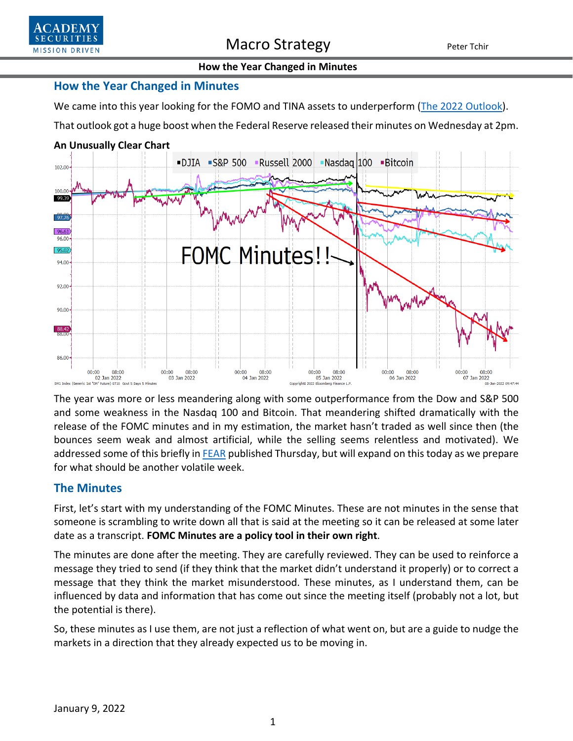## How the Year Changed in Minutes

We came into this year looking for the FOMO and TINA assets to underperform (The 2022 Outlook).

That outlook got a huge boost when the Federal Reserve released their minutes on Wednesday at 2pm.

**An Unusually Clear Chart**

The year was more or less meandering along with some outperformance from the Dow and S&P 500 and some weakness in the Nasdaq 100 and Bitcoin. That meandering shifted dramatically with the release of the FOMC minutes and in my estimation, the market hasn't traded as well since then (the bounces seem weak and almost artificial, while the selling seems relentless and motivated). We addressed some of this briefly in FEAR published Thursday, but will expand on this today as we prepare for what should be another volatile week.

## The Minutes

First, let's start with my understanding of the FOMC Minutes. These are not minutes in the sense that someone is scrambling to write down all that is said at the meeting so it can be released at some later date as a transcript. **FOMC Minutes are a policy tool in their own right**.

The minutes are done after the meeting. They are carefully reviewed. They can be used to reinforce a message they tried to send (if they think that the market didn't understand it properly) or to correct a message that they think the market misunderstood. These minutes, as I understand them, can be influenced by data and information that has come out since the meeting itself (probably not a lot, but the potential is there).

So, these minutes as I use them, are not just a reflection of what went on, but are a guide to nudge the markets in a direction that they already expected us to be moving in.

January 9, 2022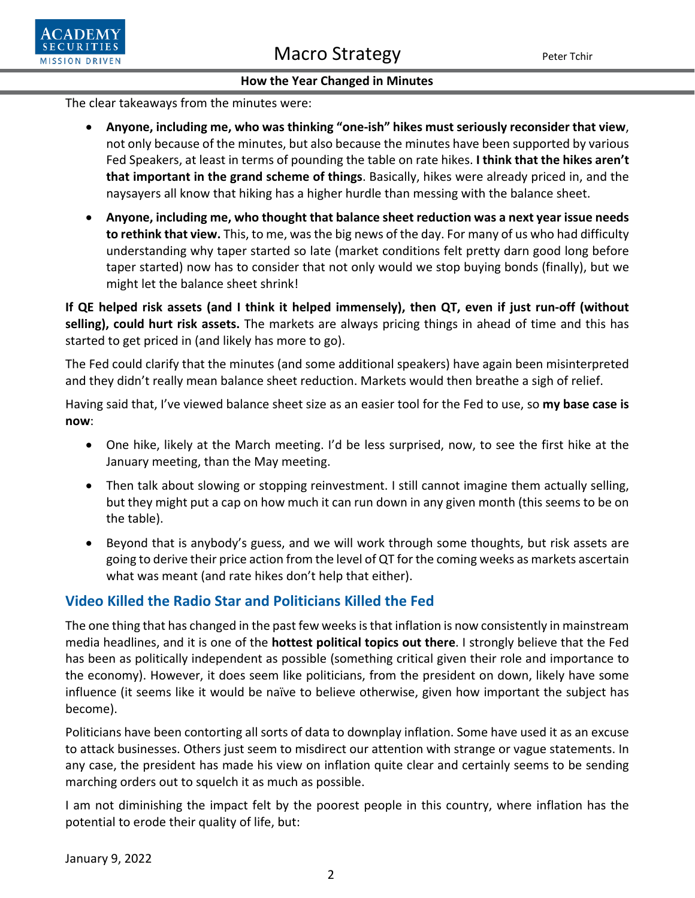The clear takeaways from the minutes were:

- **Anyone, including me, who was thinking "one-ish" hikes must seriously reconsider that view**, not only because of the minutes, but also because the minutes have been supported by various Fed Speakers, at least in terms of pounding the table on rate hikes. **I think that the hikes aren't that important in the grand scheme of things**. Basically, hikes were already priced in, and the naysayers all know that hiking has a higher hurdle than messing with the balance sheet.
- **Anyone, including me, who thought that balance sheet reduction was a next year issue needs to rethink that view.** This, to me, was the big news of the day. For many of us who had difficulty understanding why taper started so late (market conditions felt pretty darn good long before taper started) now has to consider that not only would we stop buying bonds (finally), but we might let the balance sheet shrink!

**If QE helped risk assets (and I think it helped immensely), then QT, even if just run-off (without selling), could hurt risk assets.** The markets are always pricing things in ahead of time and this has started to get priced in (and likely has more to go).

The Fed could clarify that the minutes (and some additional speakers) have again been misinterpreted and they didn't really mean balance sheet reduction. Markets would then breathe a sigh of relief.

Having said that, I've viewed balance sheet size as an easier tool for the Fed to use, so **my base case is now**:

- One hike, likely at the March meeting. I'd be less surprised, now, to see the first hike at the January meeting, than the May meeting.
- Then talk about slowing or stopping reinvestment. I still cannot imagine them actually selling, but they might put a cap on how much it can run down in any given month (this seems to be on the table).
- Beyond that is anybody's guess, and we will work through some thoughts, but risk assets are going to derive their price action from the level of QT for the coming weeks as markets ascertain what was meant (and rate hikes don't help that either).

## Video Killed the Radio Star and Politicians Killed the Fed

The one thing that has changed in the past few weeks is that inflation is now consistently in mainstream media headlines, and it is one of the **hottest political topics out there**. I strongly believe that the Fed has been as politically independent as possible (something critical given their role and importance to the economy). However, it does seem like politicians, from the president on down, likely have some influence (it seems like it would be naïve to believe otherwise, given how important the subject has become).

Politicians have been contorting all sorts of data to downplay inflation. Some have used it as an excuse to attack businesses. Others just seem to misdirect our attention with strange or vague statements. In any case, the president has made his view on inflation quite clear and certainly seems to be sending marching orders out to squelch it as much as possible.

I am not diminishing the impact felt by the poorest people in this country, where inflation has the potential to erode their quality of life, but: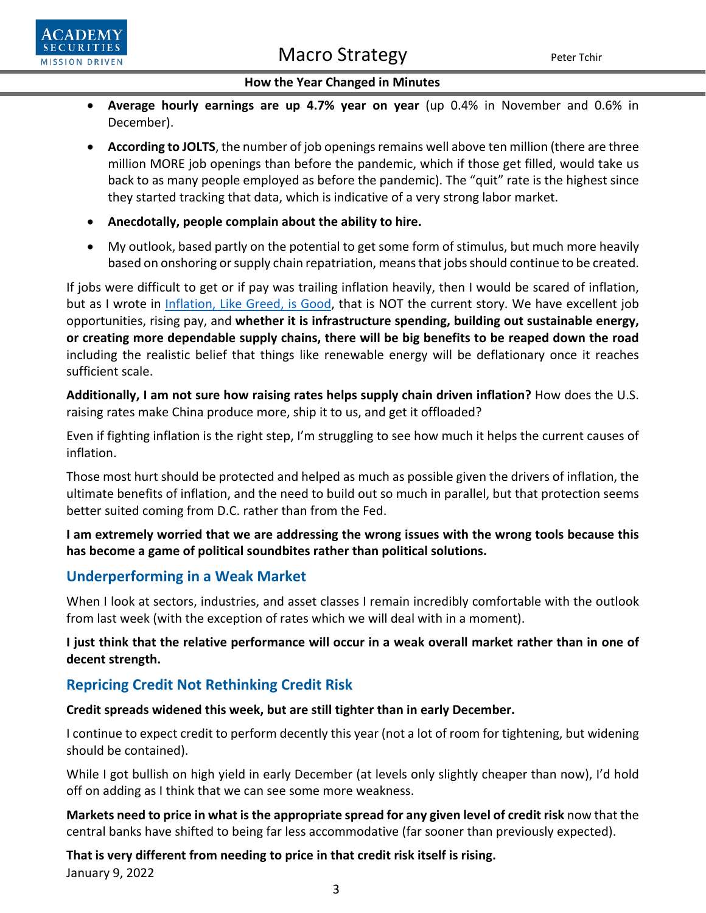- **Average hourly earnings are up 4.7% year on year** (up 0.4% in November and 0.6% in December).
- **According to JOLTS**, the number of job openings remains well above ten million (there are three million MORE job openings than before the pandemic, which if those get filled, would take us back to as many people employed as before the pandemic). The "quit" rate is the highest since they started tracking that data, which is indicative of a very strong labor market.
- **Anecdotally, people complain about the ability to hire.**
- My outlook, based partly on the potential to get some form of stimulus, but much more heavily based on onshoring or supply chain repatriation, means that jobs should continue to be created.

If jobs were difficult to get or if pay was trailing inflation heavily, then I would be scared of inflation, but as I wrote in Inflation, Like Greed, is Good, that is NOT the current story. We have excellent job opportunities, rising pay, and **whether it is infrastructure spending, building out sustainable energy, or creating more dependable supply chains, there will be big benefits to be reaped down the road** including the realistic belief that things like renewable energy will be deflationary once it reaches sufficient scale.

**Additionally, I am not sure how raising rates helps supply chain driven inflation?** How does the U.S. raising rates make China produce more, ship it to us, and get it offloaded?

Even if fighting inflation is the right step, I'm struggling to see how much it helps the current causes of inflation.

Those most hurt should be protected and helped as much as possible given the drivers of inflation, the ultimate benefits of inflation, and the need to build out so much in parallel, but that protection seems better suited coming from D.C. rather than from the Fed.

**I am extremely worried that we are addressing the wrong issues with the wrong tools because this has become a game of political soundbites rather than political solutions.**

## Underperforming in a Weak Market

When I look at sectors, industries, and asset classes I remain incredibly comfortable with the outlook from last week (with the exception of rates which we will deal with in a moment).

**I just think that the relative performance will occur in a weak overall market rather than in one of decent strength.**

## Repricing Credit Not Rethinking Credit Risk

**Credit spreads widened this week, but are still tighter than in early December.**

I continue to expect credit to perform decently this year (not a lot of room for tightening, but widening should be contained).

While I got bullish on high yield in early December (at levels only slightly cheaper than now), I'd hold off on adding as I think that we can see some more weakness.

**Markets need to price in what is the appropriate spread for any given level of credit risk** now that the central banks have shifted to being far less accommodative (far sooner than previously expected).

**That is very different from needing to price in that credit risk itself is rising.**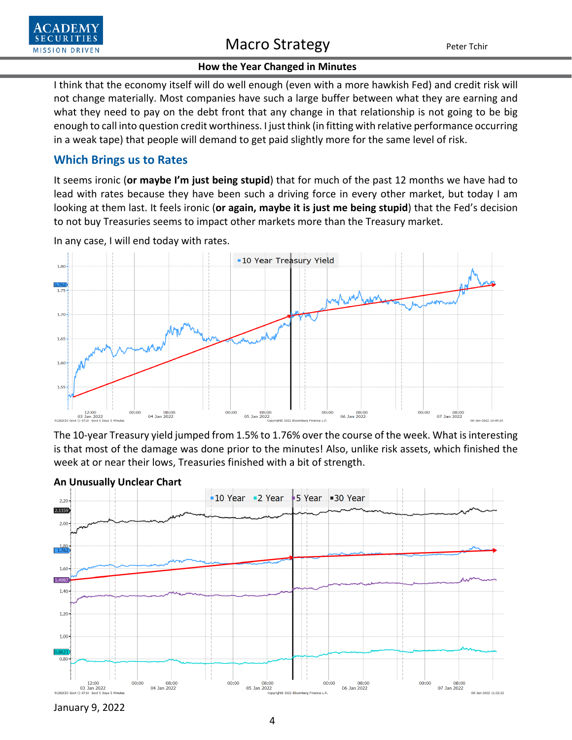I think that the economy itself will do well enough (even with a more hawkish Fed) and credit risk will not change materially. Most companies have such a large buffer between what they are earning and what they need to pay on the debt front that any change in that relationship is not going to be big enough to call into question credit worthiness. I just think (in fitting with relative performance occurring in a weak tape) that people will demand to get paid slightly more for the same level of risk.

## Which Brings us to Rates

It seems ironic (**or maybe I'm just being stupid**) that for much of the past 12 months we have had to lead with rates because they have been such a driving force in every other market, but today I am looking at them last. It feels ironic (**or again, maybe it is just me being stupid**) that the Fed's decision to not buy Treasuries seems to impact other markets more than the Treasury market.

In any case, I will end today with rates.

The 10-year Treasury yield jumped from 1.5% to 1.76% over the course of the week. What is interesting is that most of the damage was done prior to the minutes! Also, unlike risk assets, which finished the week at or near their lows, Treasuries finished with a bit of strength.

**An Unusually Unclear Chart**

January 9, 2022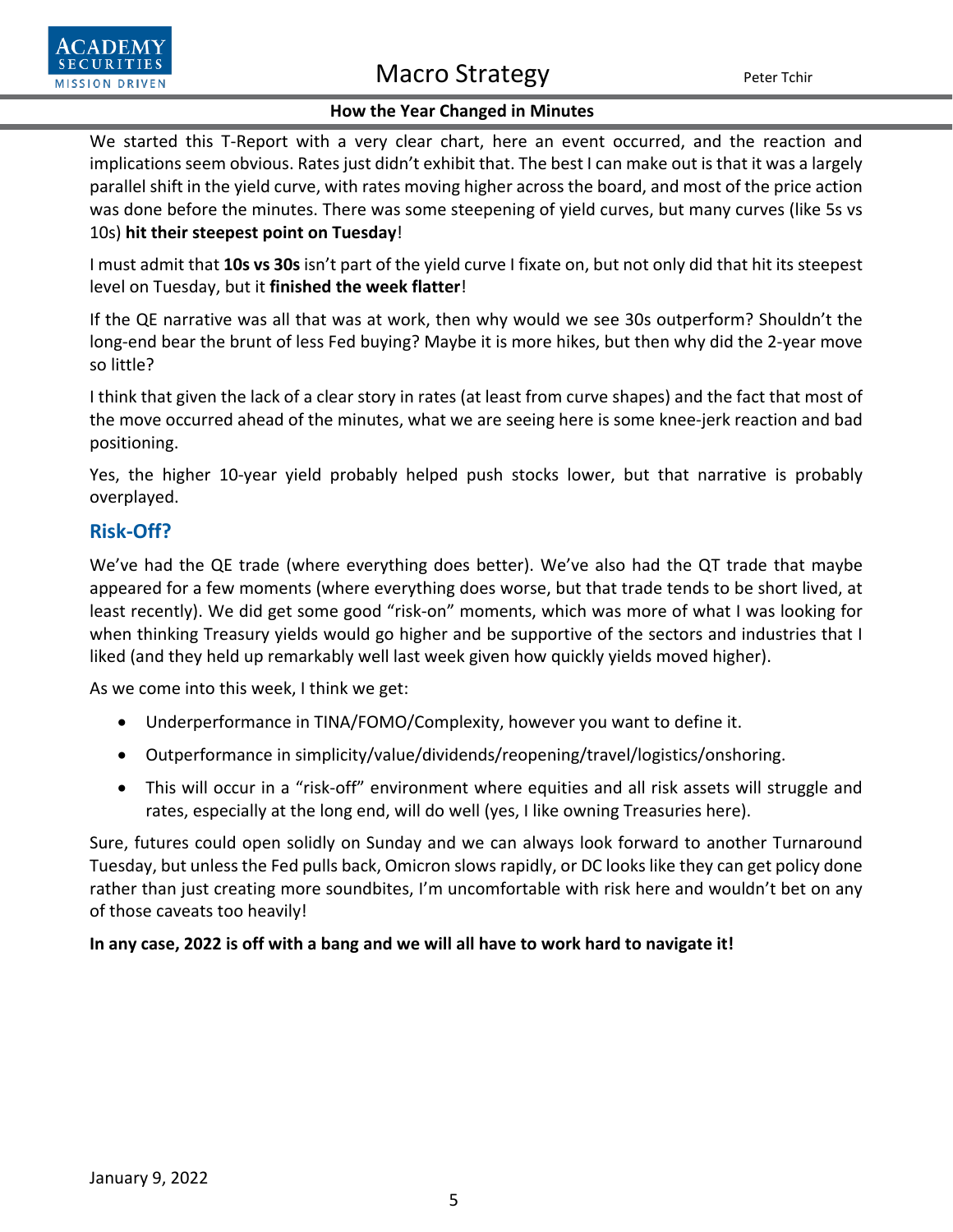We started this T-Report with a very clear chart, here an event occurred, and the reaction and implications seem obvious. Rates just didn't exhibit that. The best I can make out is that it was a largely parallel shift in the yield curve, with rates moving higher across the board, and most of the price action was done before the minutes. There was some steepening of yield curves, but many curves (like 5s vs 10s) **hit their steepest point on Tuesday**!

I must admit that **10s vs 30s** isn't part of the yield curve I fixate on, but not only did that hit its steepest level on Tuesday, but it **finished the week flatter**!

If the QE narrative was all that was at work, then why would we see 30s outperform? Shouldn't the long-end bear the brunt of less Fed buying? Maybe it is more hikes, but then why did the 2-year move so little?

I think that given the lack of a clear story in rates (at least from curve shapes) and the fact that most of the move occurred ahead of the minutes, what we are seeing here is some knee-jerk reaction and bad positioning.

Yes, the higher 10-year yield probably helped push stocks lower, but that narrative is probably overplayed.

## Risk-Off?

We've had the QE trade (where everything does better). We've also had the QT trade that maybe appeared for a few moments (where everything does worse, but that trade tends to be short lived, at least recently). We did get some good "risk-on" moments, which was more of what I was looking for when thinking Treasury yields would go higher and be supportive of the sectors and industries that I liked (and they held up remarkably well last week given how quickly yields moved higher).

As we come into this week, I think we get:

- Underperformance in TINA/FOMO/Complexity, however you want to define it.
- Outperformance in simplicity/value/dividends/reopening/travel/logistics/onshoring.
- This will occur in a "risk-off" environment where equities and all risk assets will struggle and rates, especially at the long end, will do well (yes, I like owning Treasuries here).

Sure, futures could open solidly on Sunday and we can always look forward to another Turnaround Tuesday, but unless the Fed pulls back, Omicron slows rapidly, or DC looks like they can get policy done rather than just creating more soundbites, I'm uncomfortable with risk here and wouldn't bet on any of those caveats too heavily!

**In any case, 2022 is off with a bang and we will all have to work hard to navigate it!**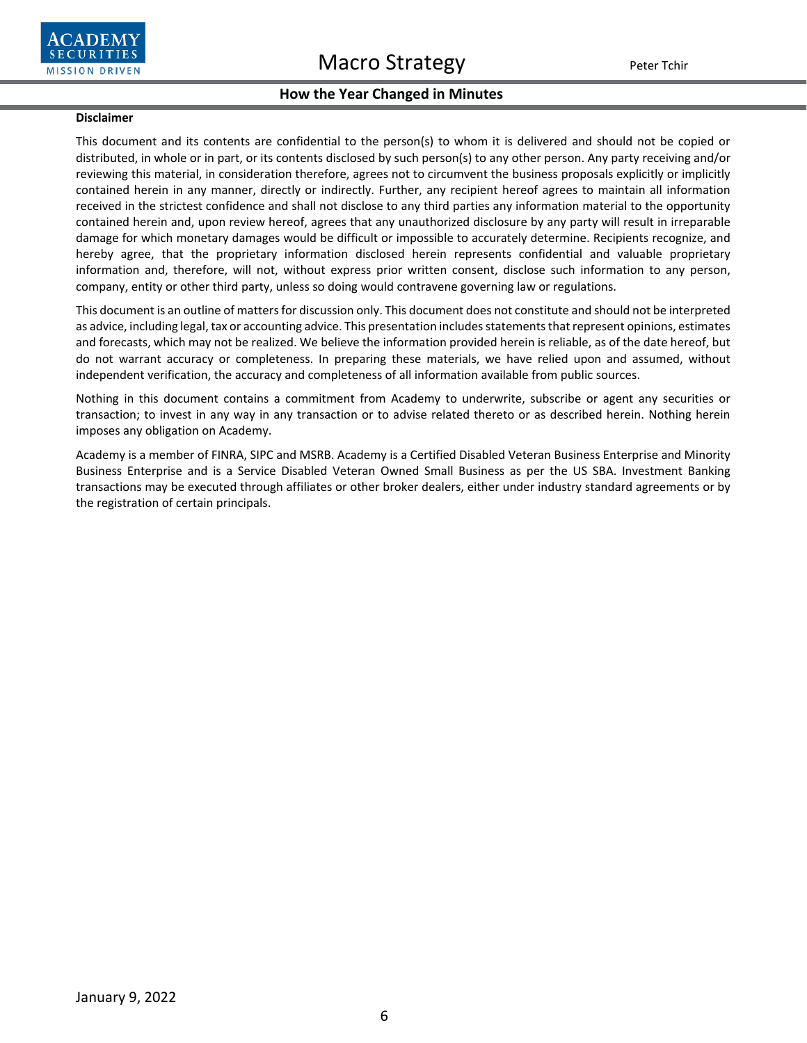**Disclaimer**

This document and its contents are confidential to the person(s) to whom it is delivered and should not be copied or distributed, in whole or in part, or its contents disclosed by such person(s) to any other person. Any party receiving and/or reviewing this material, in consideration therefore, agrees not to circumvent the business proposals explicitly or implicitly contained herein in any manner, directly or indirectly. Further, any recipient hereof agrees to maintain all information received in the strictest confidence and shall not disclose to any third parties any information material to the opportunity contained herein and, upon review hereof, agrees that any unauthorized disclosure by any party will result in irreparable damage for which monetary damages would be difficult or impossible to accurately determine. Recipients recognize, and hereby agree, that the proprietary information disclosed herein represents confidential and valuable proprietary information and, therefore, will not, without express prior written consent, disclose such information to any person, company, entity or other third party, unless so doing would contravene governing law or regulations.

This document is an outline of matters for discussion only. This document does not constitute and should not be interpreted as advice, including legal, tax or accounting advice. This presentation includes statements that represent opinions, estimates and forecasts, which may not be realized. We believe the information provided herein is reliable, as of the date hereof, but do not warrant accuracy or completeness. In preparing these materials, we have relied upon and assumed, without independent verification, the accuracy and completeness of all information available from public sources.

Nothing in this document contains a commitment from Academy to underwrite, subscribe or agent any securities or transaction; to invest in any way in any transaction or to advise related thereto or as described herein. Nothing herein imposes any obligation on Academy.

Academy is a member of FINRA, SIPC and MSRB. Academy is a Certified Disabled Veteran Business Enterprise and Minority Business Enterprise and is a Service Disabled Veteran Owned Small Business as per the US SBA. Investment Banking transactions may be executed through affiliates or other broker dealers, either under industry standard agreements or by the registration of certain principals.